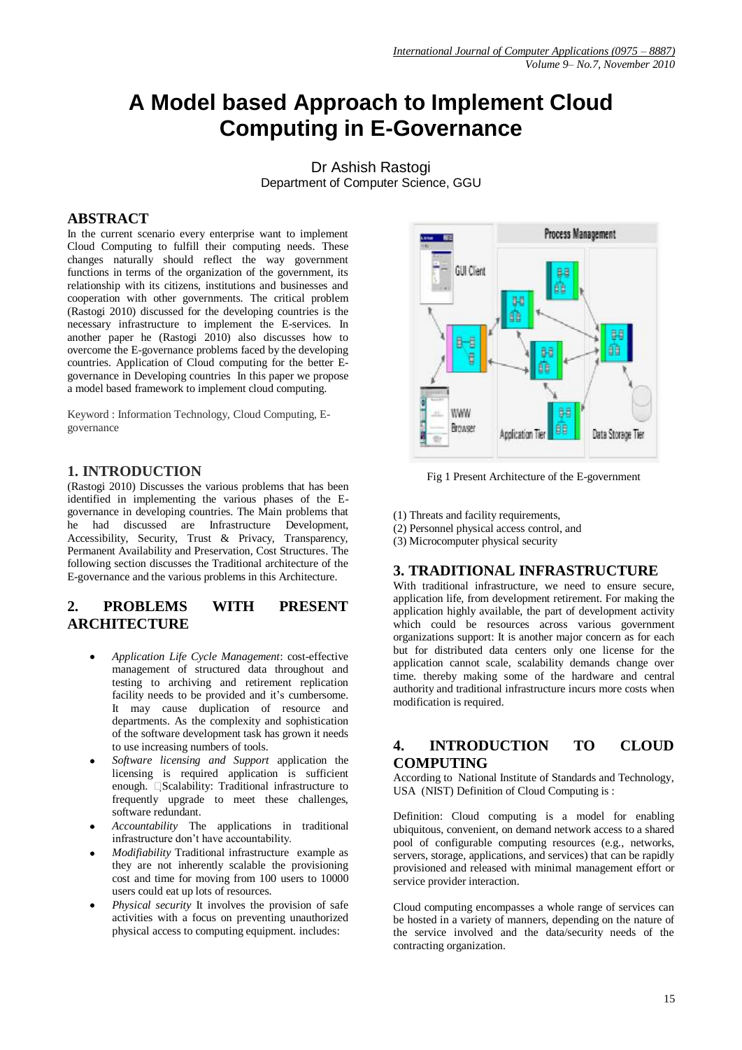# A Model based Approach to Implement Cloud Computing in E-Governance

Dr Ashish Rastogi
Department of Computer Science, GGU

## ABSTRACT

In the current scenario every enterprise want to implement Cloud Computing to fulfill their computing needs. These changes naturally should reflect the way government functions in terms of the organization of the government, its relationship with its citizens, institutions and businesses and cooperation with other governments. The critical problem (Rastogi 2010) discussed for the developing countries is the necessary infrastructure to implement the E-services. In another paper he (Rastogi 2010) also discusses how to overcome the E-governance problems faced by the developing countries. Application of Cloud computing for the better E-governance in Developing countries In this paper we propose a model based framework to implement cloud computing.

Keyword : Information Technology, Cloud Computing, E-governance

## 1. INTRODUCTION

(Rastogi 2010) Discusses the various problems that has been identified in implementing the various phases of the E-governance in developing countries. The Main problems that he had discussed are Infrastructure Development, Accessibility, Security, Trust & Privacy, Transparency, Permanent Availability and Preservation, Cost Structures. The following section discusses the Traditional architecture of the E-governance and the various problems in this Architecture.

## 2. PROBLEMS WITH PRESENT ARCHITECTURE

- *Application Life Cycle Management*: cost-effective management of structured data throughout and testing to archiving and retirement replication facility needs to be provided and it's cumbersome. It may cause duplication of resource and departments. As the complexity and sophistication of the software development task has grown it needs to use increasing numbers of tools.
- *Software licensing and Support* application the licensing is required application is sufficient enough. Scalability: Traditional infrastructure to frequently upgrade to meet these challenges, software redundant.
- *Accountability* The applications in traditional infrastructure don't have accountability.
- *Modifiability* Traditional infrastructure example as they are not inherently scalable the provisioning cost and time for moving from 100 users to 10000 users could eat up lots of resources.
- *Physical security* It involves the provision of safe activities with a focus on preventing unauthorized physical access to computing equipment. includes:

Process Management

GUI Client

WWW Browser

Application Tier

Data Storage Tier

Fig 1 Present Architecture of the E-government

(1) Threats and facility requirements,
(2) Personnel physical access control, and
(3) Microcomputer physical security

## 3. TRADITIONAL INFRASTRUCTURE

With traditional infrastructure, we need to ensure secure, application life, from development retirement. For making the application highly available, the part of development activity which could be resources across various government organizations support: It is another major concern as for each but for distributed data centers only one license for the application cannot scale, scalability demands change over time. thereby making some of the hardware and central authority and traditional infrastructure incurs more costs when modification is required.

## 4. INTRODUCTION TO CLOUD COMPUTING

According to National Institute of Standards and Technology, USA (NIST) Definition of Cloud Computing is :

Definition: Cloud computing is a model for enabling ubiquitous, convenient, on demand network access to a shared pool of configurable computing resources (e.g., networks, servers, storage, applications, and services) that can be rapidly provisioned and released with minimal management effort or service provider interaction.

Cloud computing encompasses a whole range of services can be hosted in a variety of manners, depending on the nature of the service involved and the data/security needs of the contracting organization.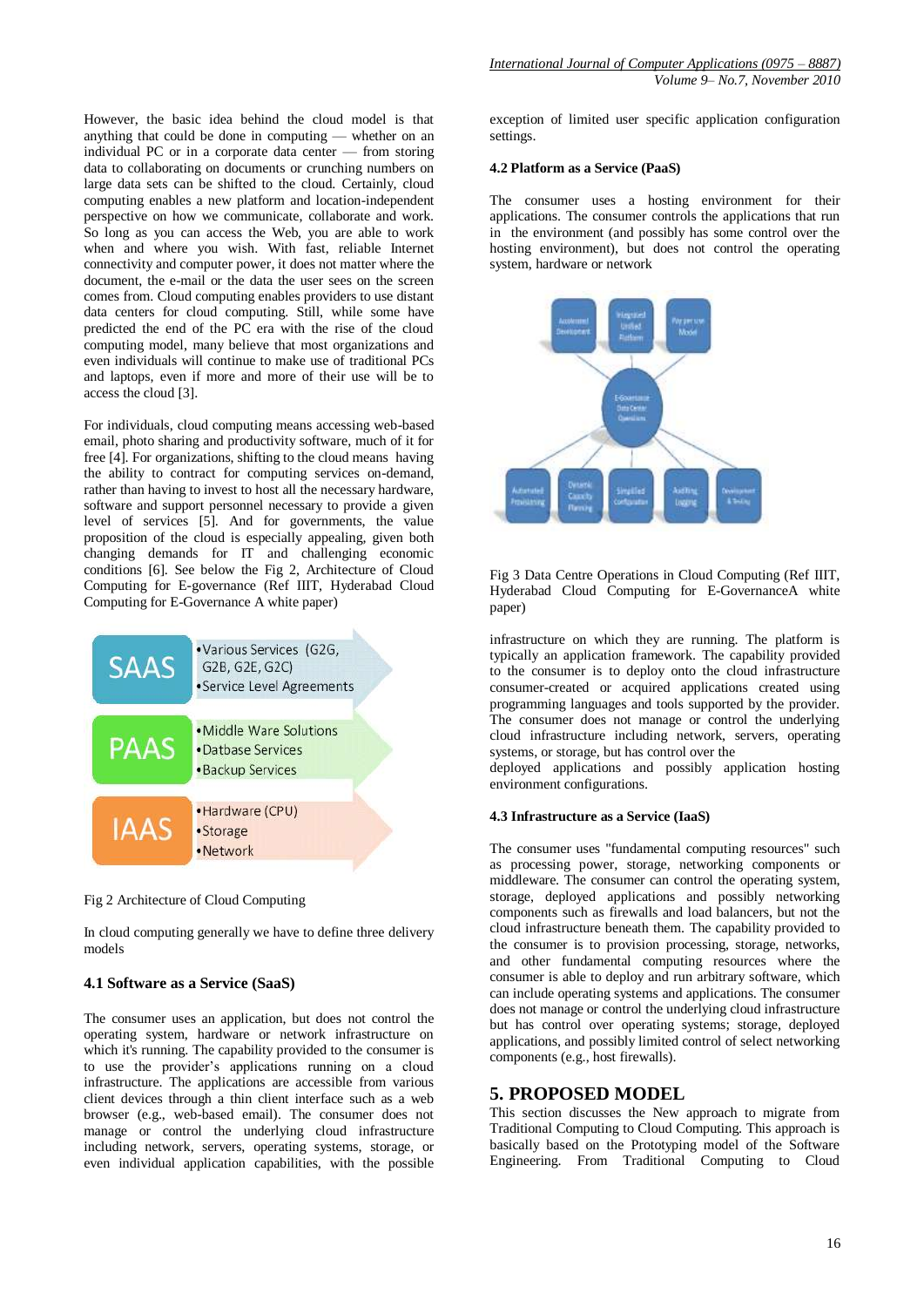However, the basic idea behind the cloud model is that anything that could be done in computing — whether on an individual PC or in a corporate data center — from storing data to collaborating on documents or crunching numbers on large data sets can be shifted to the cloud. Certainly, cloud computing enables a new platform and location-independent perspective on how we communicate, collaborate and work. So long as you can access the Web, you are able to work when and where you wish. With fast, reliable Internet connectivity and computer power, it does not matter where the document, the e-mail or the data the user sees on the screen comes from. Cloud computing enables providers to use distant data centers for cloud computing. Still, while some have predicted the end of the PC era with the rise of the cloud computing model, many believe that most organizations and even individuals will continue to make use of traditional PCs and laptops, even if more and more of their use will be to access the cloud [3].

For individuals, cloud computing means accessing web-based email, photo sharing and productivity software, much of it for free [4]. For organizations, shifting to the cloud means having the ability to contract for computing services on-demand, rather than having to invest to host all the necessary hardware, software and support personnel necessary to provide a given level of services [5]. And for governments, the value proposition of the cloud is especially appealing, given both changing demands for IT and challenging economic conditions [6]. See below the Fig 2, Architecture of Cloud Computing for E-governance (Ref IIIT, Hyderabad Cloud Computing for E-Governance A white paper)

| | |
|---|---|
| SAAS | • Various Services (G2G, G2B, G2E, G2C) • Service Level Agreements |
| PAAS | • Middle Ware Solutions • Datbase Services • Backup Services |
| IAAS | • Hardware (CPU) • Storage • Network |

Fig 2 Architecture of Cloud Computing

In cloud computing generally we have to define three delivery models

### 4.1 Software as a Service (SaaS)

The consumer uses an application, but does not control the operating system, hardware or network infrastructure on which it's running. The capability provided to the consumer is to use the provider's applications running on a cloud infrastructure. The applications are accessible from various client devices through a thin client interface such as a web browser (e.g., web-based email). The consumer does not manage or control the underlying cloud infrastructure including network, servers, operating systems, storage, or even individual application capabilities, with the possible exception of limited user specific application configuration settings.

### 4.2 Platform as a Service (PaaS)

The consumer uses a hosting environment for their applications. The consumer controls the applications that run in the environment (and possibly has some control over the hosting environment), but does not control the operating system, hardware or network

Fig 3 Data Centre Operations in Cloud Computing (Ref IIIT, Hyderabad Cloud Computing for E-GovernanceA white paper)

infrastructure on which they are running. The platform is typically an application framework. The capability provided to the consumer is to deploy onto the cloud infrastructure consumer-created or acquired applications created using programming languages and tools supported by the provider. The consumer does not manage or control the underlying cloud infrastructure including network, servers, operating systems, or storage, but has control over the deployed applications and possibly application hosting environment configurations.

### 4.3 Infrastructure as a Service (IaaS)

The consumer uses "fundamental computing resources" such as processing power, storage, networking components or middleware. The consumer can control the operating system, storage, deployed applications and possibly networking components such as firewalls and load balancers, but not the cloud infrastructure beneath them. The capability provided to the consumer is to provision processing, storage, networks, and other fundamental computing resources where the consumer is able to deploy and run arbitrary software, which can include operating systems and applications. The consumer does not manage or control the underlying cloud infrastructure but has control over operating systems; storage, deployed applications, and possibly limited control of select networking components (e.g., host firewalls).

## 5. PROPOSED MODEL

This section discusses the New approach to migrate from Traditional Computing to Cloud Computing. This approach is basically based on the Prototyping model of the Software Engineering. From Traditional Computing to Cloud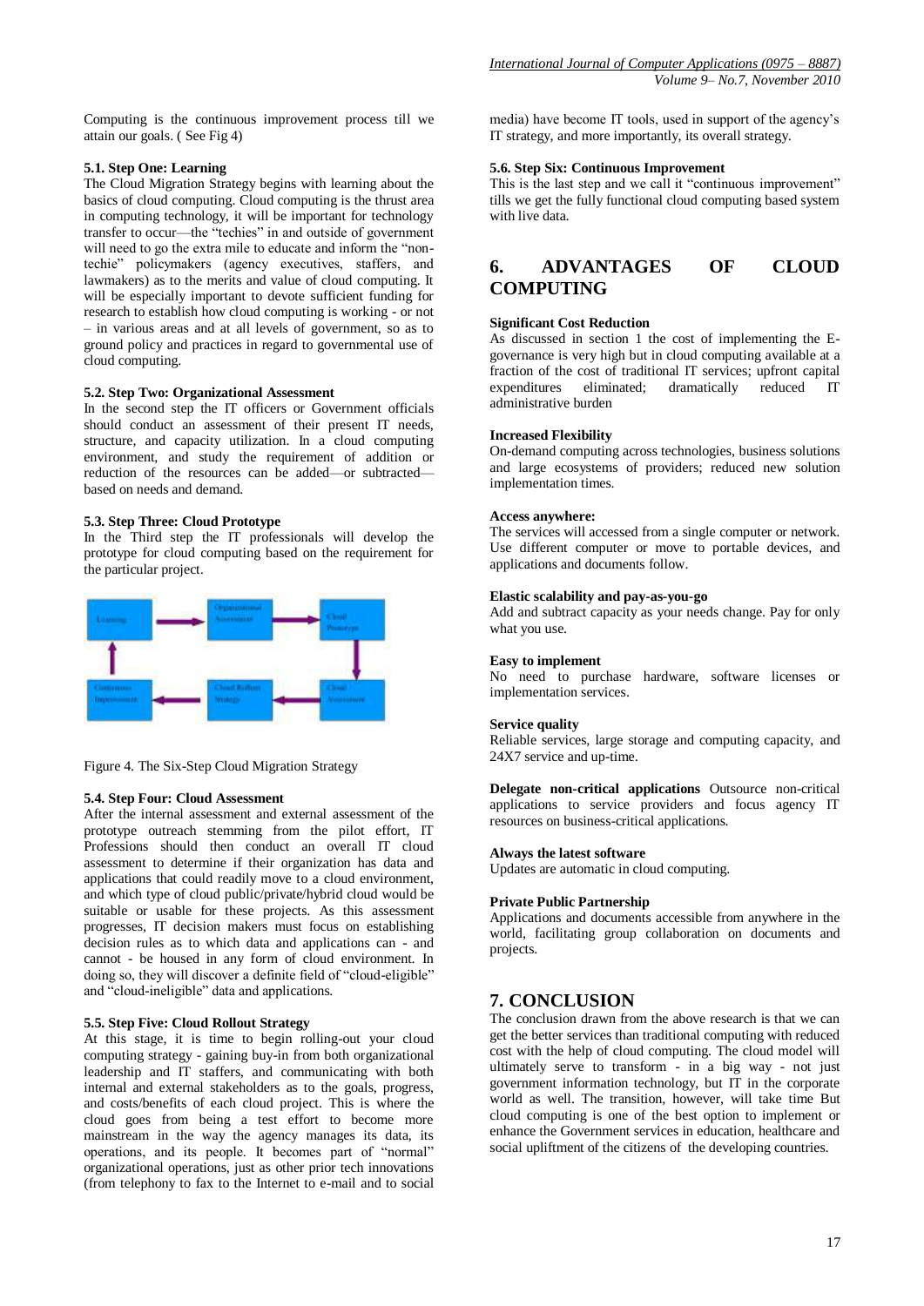Computing is the continuous improvement process till we attain our goals. ( See Fig 4)

### 5.1. Step One: Learning

The Cloud Migration Strategy begins with learning about the basics of cloud computing. Cloud computing is the thrust area in computing technology, it will be important for technology transfer to occur—the "techies" in and outside of government will need to go the extra mile to educate and inform the "non-techie" policymakers (agency executives, staffers, and lawmakers) as to the merits and value of cloud computing. It will be especially important to devote sufficient funding for research to establish how cloud computing is working - or not – in various areas and at all levels of government, so as to ground policy and practices in regard to governmental use of cloud computing.

### 5.2. Step Two: Organizational Assessment

In the second step the IT officers or Government officials should conduct an assessment of their present IT needs, structure, and capacity utilization. In a cloud computing environment, and study the requirement of addition or reduction of the resources can be added—or subtracted—based on needs and demand.

### 5.3. Step Three: Cloud Prototype

In the Third step the IT professionals will develop the prototype for cloud computing based on the requirement for the particular project.

Learning
Organizational Assessment
Cloud Prototype
Cloud Assessment
Cloud Rollout Strategy
Continuous Improvement

Figure 4. The Six-Step Cloud Migration Strategy

### 5.4. Step Four: Cloud Assessment

After the internal assessment and external assessment of the prototype outreach stemming from the pilot effort, IT Professions should then conduct an overall IT cloud assessment to determine if their organization has data and applications that could readily move to a cloud environment, and which type of cloud public/private/hybrid cloud would be suitable or usable for these projects. As this assessment progresses, IT decision makers must focus on establishing decision rules as to which data and applications can - and cannot - be housed in any form of cloud environment. In doing so, they will discover a definite field of "cloud-eligible" and "cloud-ineligible" data and applications.

### 5.5. Step Five: Cloud Rollout Strategy

At this stage, it is time to begin rolling-out your cloud computing strategy - gaining buy-in from both organizational leadership and IT staffers, and communicating with both internal and external stakeholders as to the goals, progress, and costs/benefits of each cloud project. This is where the cloud goes from being a test effort to become more mainstream in the way the agency manages its data, its operations, and its people. It becomes part of "normal" organizational operations, just as other prior tech innovations (from telephony to fax to the Internet to e-mail and to social media) have become IT tools, used in support of the agency's IT strategy, and more importantly, its overall strategy.

### 5.6. Step Six: Continuous Improvement

This is the last step and we call it "continuous improvement" tills we get the fully functional cloud computing based system with live data.

## 6. ADVANTAGES OF CLOUD COMPUTING

**Significant Cost Reduction**

As discussed in section 1 the cost of implementing the E-governance is very high but in cloud computing available at a fraction of the cost of traditional IT services; upfront capital expenditures eliminated; dramatically reduced IT administrative burden

**Increased Flexibility**

On-demand computing across technologies, business solutions and large ecosystems of providers; reduced new solution implementation times.

**Access anywhere:**

The services will accessed from a single computer or network. Use different computer or move to portable devices, and applications and documents follow.

**Elastic scalability and pay-as-you-go**

Add and subtract capacity as your needs change. Pay for only what you use.

**Easy to implement**

No need to purchase hardware, software licenses or implementation services.

**Service quality**

Reliable services, large storage and computing capacity, and 24X7 service and up-time.

**Delegate non-critical applications** Outsource non-critical applications to service providers and focus agency IT resources on business-critical applications.

**Always the latest software**

Updates are automatic in cloud computing.

**Private Public Partnership**

Applications and documents accessible from anywhere in the world, facilitating group collaboration on documents and projects.

## 7. CONCLUSION

The conclusion drawn from the above research is that we can get the better services than traditional computing with reduced cost with the help of cloud computing. The cloud model will ultimately serve to transform - in a big way - not just government information technology, but IT in the corporate world as well. The transition, however, will take time But cloud computing is one of the best option to implement or enhance the Government services in education, healthcare and social upliftment of the citizens of the developing countries.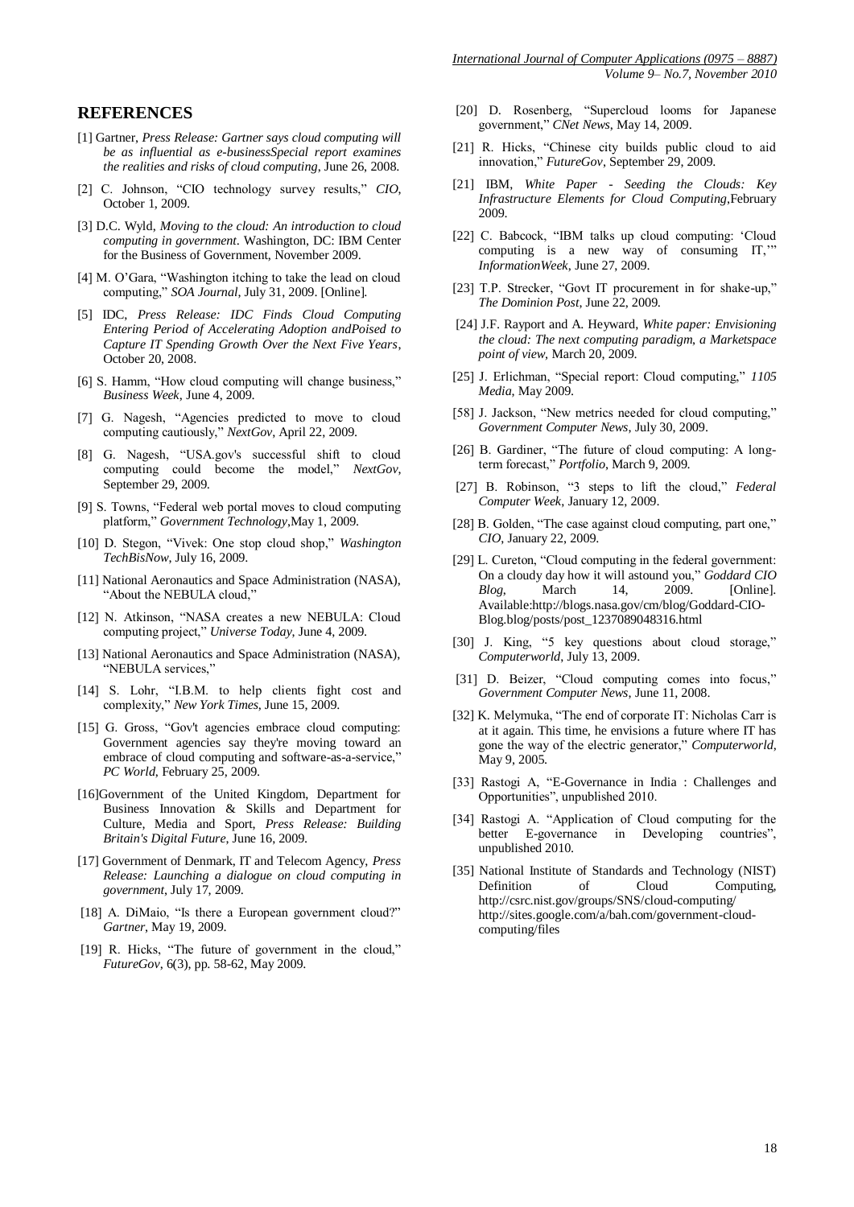## REFERENCES

[1] Gartner, *Press Release: Gartner says cloud computing will be as influential as e-businessSpecial report examines the realities and risks of cloud computing*, June 26, 2008.

[2] C. Johnson, "CIO technology survey results," *CIO*, October 1, 2009.

[3] D.C. Wyld, *Moving to the cloud: An introduction to cloud computing in government*. Washington, DC: IBM Center for the Business of Government, November 2009.

[4] M. O'Gara, "Washington itching to take the lead on cloud computing," *SOA Journal*, July 31, 2009. [Online].

[5] IDC, *Press Release: IDC Finds Cloud Computing Entering Period of Accelerating Adoption andPoised to Capture IT Spending Growth Over the Next Five Years*, October 20, 2008.

[6] S. Hamm, "How cloud computing will change business," *Business Week*, June 4, 2009.

[7] G. Nagesh, "Agencies predicted to move to cloud computing cautiously," *NextGov*, April 22, 2009.

[8] G. Nagesh, "USA.gov's successful shift to cloud computing could become the model," *NextGov*, September 29, 2009.

[9] S. Towns, "Federal web portal moves to cloud computing platform," *Government Technology*,May 1, 2009.

[10] D. Stegon, "Vivek: One stop cloud shop," *Washington TechBisNow*, July 16, 2009.

[11] National Aeronautics and Space Administration (NASA), "About the NEBULA cloud,"

[12] N. Atkinson, "NASA creates a new NEBULA: Cloud computing project," *Universe Today*, June 4, 2009.

[13] National Aeronautics and Space Administration (NASA), "NEBULA services,"

[14] S. Lohr, "I.B.M. to help clients fight cost and complexity," *New York Times*, June 15, 2009.

[15] G. Gross, "Gov't agencies embrace cloud computing: Government agencies say they're moving toward an embrace of cloud computing and software-as-a-service," *PC World*, February 25, 2009.

[16]Government of the United Kingdom, Department for Business Innovation & Skills and Department for Culture, Media and Sport, *Press Release: Building Britain's Digital Future*, June 16, 2009.

[17] Government of Denmark, IT and Telecom Agency, *Press Release: Launching a dialogue on cloud computing in government*, July 17, 2009.

[18] A. DiMaio, "Is there a European government cloud?" *Gartner*, May 19, 2009.

[19] R. Hicks, "The future of government in the cloud," *FutureGov*, 6(3), pp. 58-62, May 2009.

[20] D. Rosenberg, "Supercloud looms for Japanese government," *CNet News*, May 14, 2009.

[21] R. Hicks, "Chinese city builds public cloud to aid innovation," *FutureGov*, September 29, 2009.

[21] IBM, *White Paper - Seeding the Clouds: Key Infrastructure Elements for Cloud Computing*,February 2009.

[22] C. Babcock, "IBM talks up cloud computing: 'Cloud computing is a new way of consuming IT,'" *InformationWeek*, June 27, 2009.

[23] T.P. Strecker, "Govt IT procurement in for shake-up," *The Dominion Post*, June 22, 2009.

[24] J.F. Rayport and A. Heyward, *White paper: Envisioning the cloud: The next computing paradigm, a Marketspace point of view*, March 20, 2009.

[25] J. Erlichman, "Special report: Cloud computing," *1105 Media*, May 2009.

[58] J. Jackson, "New metrics needed for cloud computing," *Government Computer News*, July 30, 2009.

[26] B. Gardiner, "The future of cloud computing: A long-term forecast," *Portfolio*, March 9, 2009.

[27] B. Robinson, "3 steps to lift the cloud," *Federal Computer Week*, January 12, 2009.

[28] B. Golden, "The case against cloud computing, part one," *CIO*, January 22, 2009.

[29] L. Cureton, "Cloud computing in the federal government: On a cloudy day how it will astound you," *Goddard CIO Blog*, March 14, 2009. [Online]. Available:http://blogs.nasa.gov/cm/blog/Goddard-CIO-Blog.blog/posts/post_1237089048316.html

[30] J. King, "5 key questions about cloud storage," *Computerworld*, July 13, 2009.

[31] D. Beizer, "Cloud computing comes into focus," *Government Computer News*, June 11, 2008.

[32] K. Melymuka, "The end of corporate IT: Nicholas Carr is at it again. This time, he envisions a future where IT has gone the way of the electric generator," *Computerworld*, May 9, 2005.

[33] Rastogi A, "E-Governance in India : Challenges and Opportunities", unpublished 2010.

[34] Rastogi A. "Application of Cloud computing for the better E-governance in Developing countries", unpublished 2010.

[35] National Institute of Standards and Technology (NIST) Definition of Cloud Computing, http://csrc.nist.gov/groups/SNS/cloud-computing/ http://sites.google.com/a/bah.com/government-cloud-computing/files